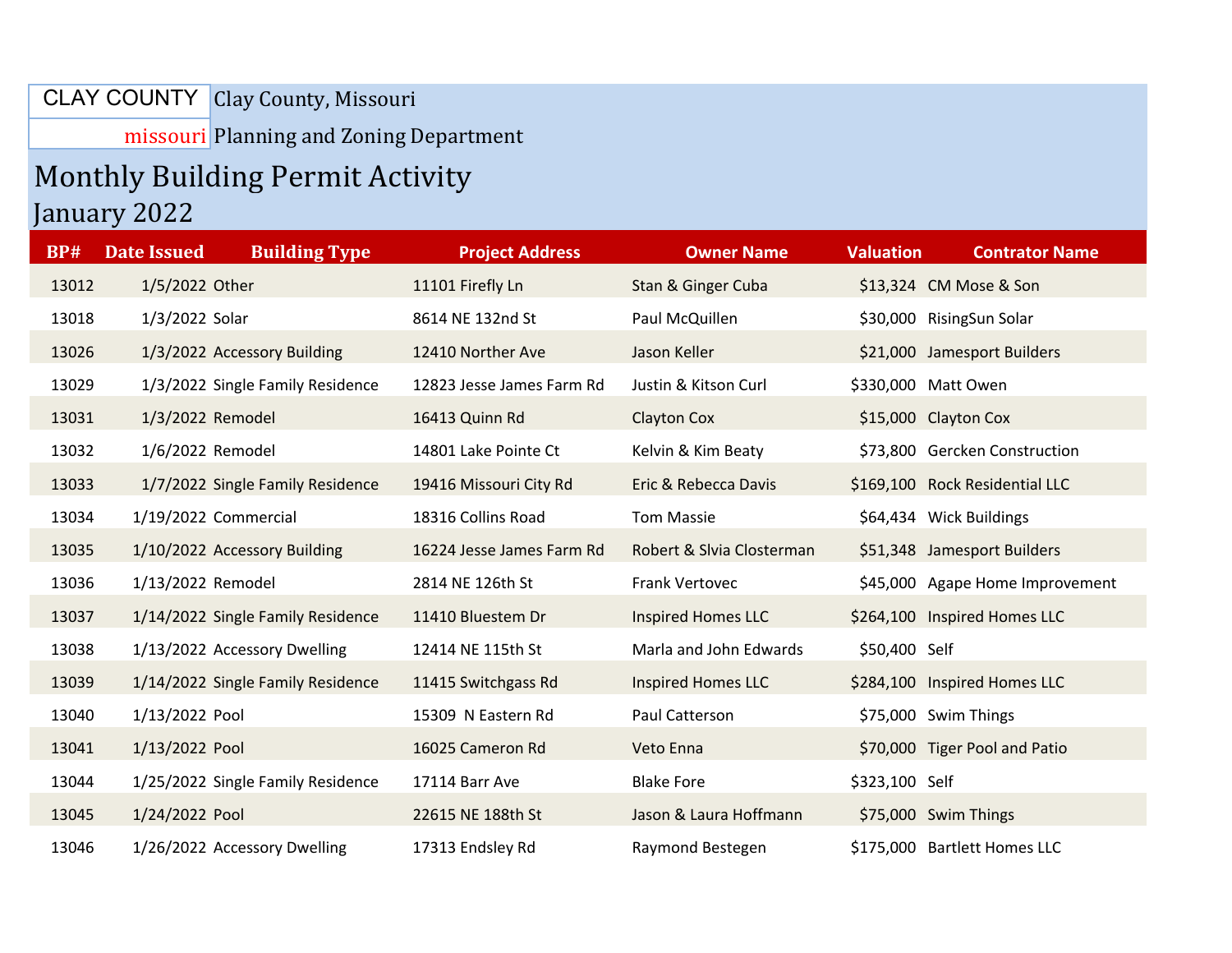CLAY COUNTY
missouri

Clay County, Missouri

Planning and Zoning Department

# Monthly Building Permit Activity

## January 2022

| BP# | Date Issued | Building Type | Project Address | Owner Name | Valuation | Contrator Name |
|---|---|---|---|---|---|---|
| 13012 | 1/5/2022 | Other | 11101 Firefly Ln | Stan & Ginger Cuba | $13,324 | CM Mose & Son |
| 13018 | 1/3/2022 | Solar | 8614 NE 132nd St | Paul McQuillen | $30,000 | RisingSun Solar |
| 13026 | 1/3/2022 | Accessory Building | 12410 Norther Ave | Jason Keller | $21,000 | Jamesport Builders |
| 13029 | 1/3/2022 | Single Family Residence | 12823 Jesse James Farm Rd | Justin & Kitson Curl | $330,000 | Matt Owen |
| 13031 | 1/3/2022 | Remodel | 16413 Quinn Rd | Clayton Cox | $15,000 | Clayton Cox |
| 13032 | 1/6/2022 | Remodel | 14801 Lake Pointe Ct | Kelvin & Kim Beaty | $73,800 | Gercken Construction |
| 13033 | 1/7/2022 | Single Family Residence | 19416 Missouri City Rd | Eric & Rebecca Davis | $169,100 | Rock Residential LLC |
| 13034 | 1/19/2022 | Commercial | 18316 Collins Road | Tom Massie | $64,434 | Wick Buildings |
| 13035 | 1/10/2022 | Accessory Building | 16224 Jesse James Farm Rd | Robert & Slvia Closterman | $51,348 | Jamesport Builders |
| 13036 | 1/13/2022 | Remodel | 2814 NE 126th St | Frank Vertovec | $45,000 | Agape Home Improvement |
| 13037 | 1/14/2022 | Single Family Residence | 11410 Bluestem Dr | Inspired Homes LLC | $264,100 | Inspired Homes LLC |
| 13038 | 1/13/2022 | Accessory Dwelling | 12414 NE 115th St | Marla and John Edwards | $50,400 | Self |
| 13039 | 1/14/2022 | Single Family Residence | 11415 Switchgass Rd | Inspired Homes LLC | $284,100 | Inspired Homes LLC |
| 13040 | 1/13/2022 | Pool | 15309 N Eastern Rd | Paul Catterson | $75,000 | Swim Things |
| 13041 | 1/13/2022 | Pool | 16025 Cameron Rd | Veto Enna | $70,000 | Tiger Pool and Patio |
| 13044 | 1/25/2022 | Single Family Residence | 17114 Barr Ave | Blake Fore | $323,100 | Self |
| 13045 | 1/24/2022 | Pool | 22615 NE 188th St | Jason & Laura Hoffmann | $75,000 | Swim Things |
| 13046 | 1/26/2022 | Accessory Dwelling | 17313 Endsley Rd | Raymond Bestegen | $175,000 | Bartlett Homes LLC |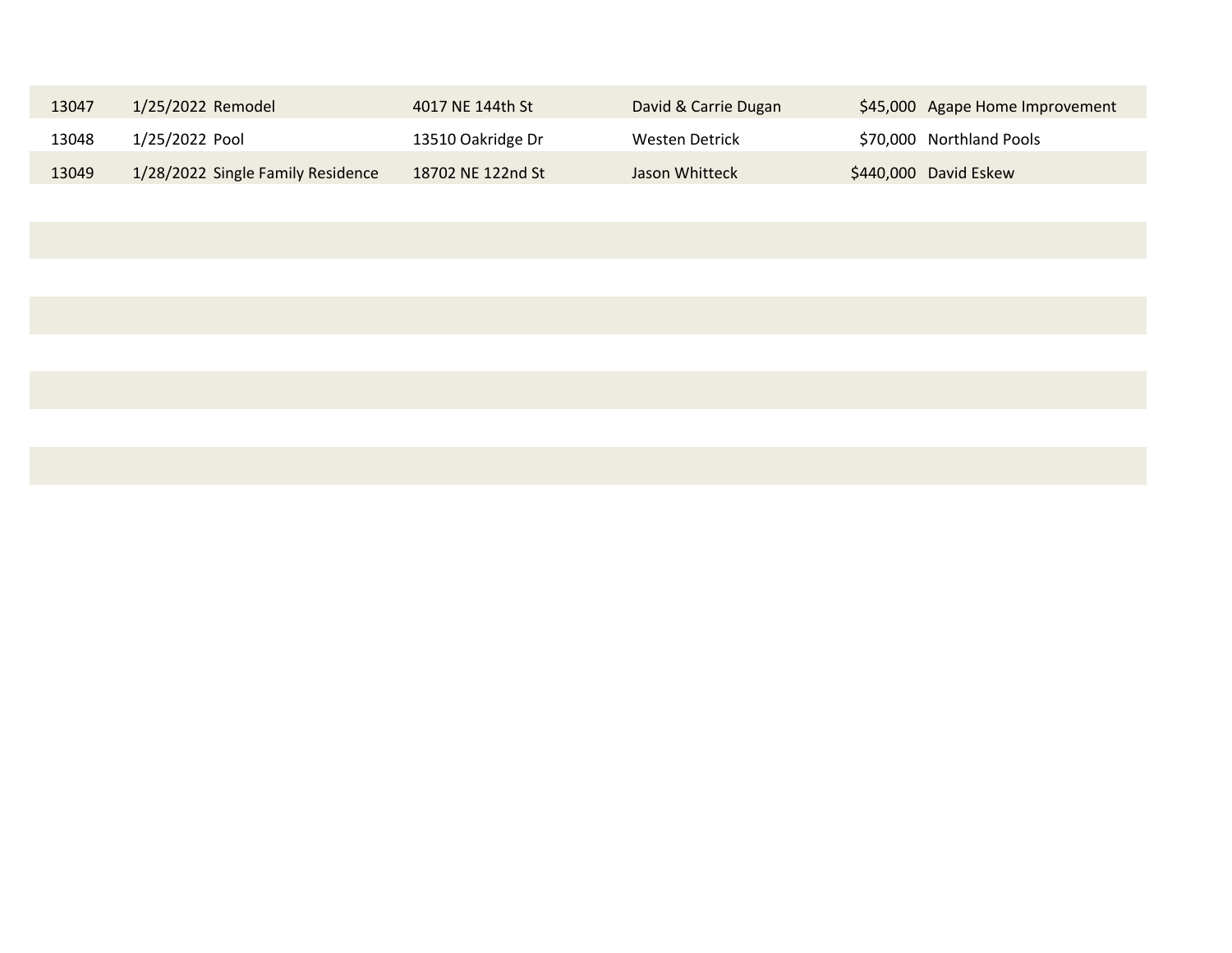| | | | | | | |
|---|---|---|---|---|---|---|
| 13047 | 1/25/2022 | Remodel | 4017 NE 144th St | David & Carrie Dugan | $45,000 | Agape Home Improvement |
| 13048 | 1/25/2022 | Pool | 13510 Oakridge Dr | Westen Detrick | $70,000 | Northland Pools |
| 13049 | 1/28/2022 | Single Family Residence | 18702 NE 122nd St | Jason Whitteck | $440,000 | David Eskew |